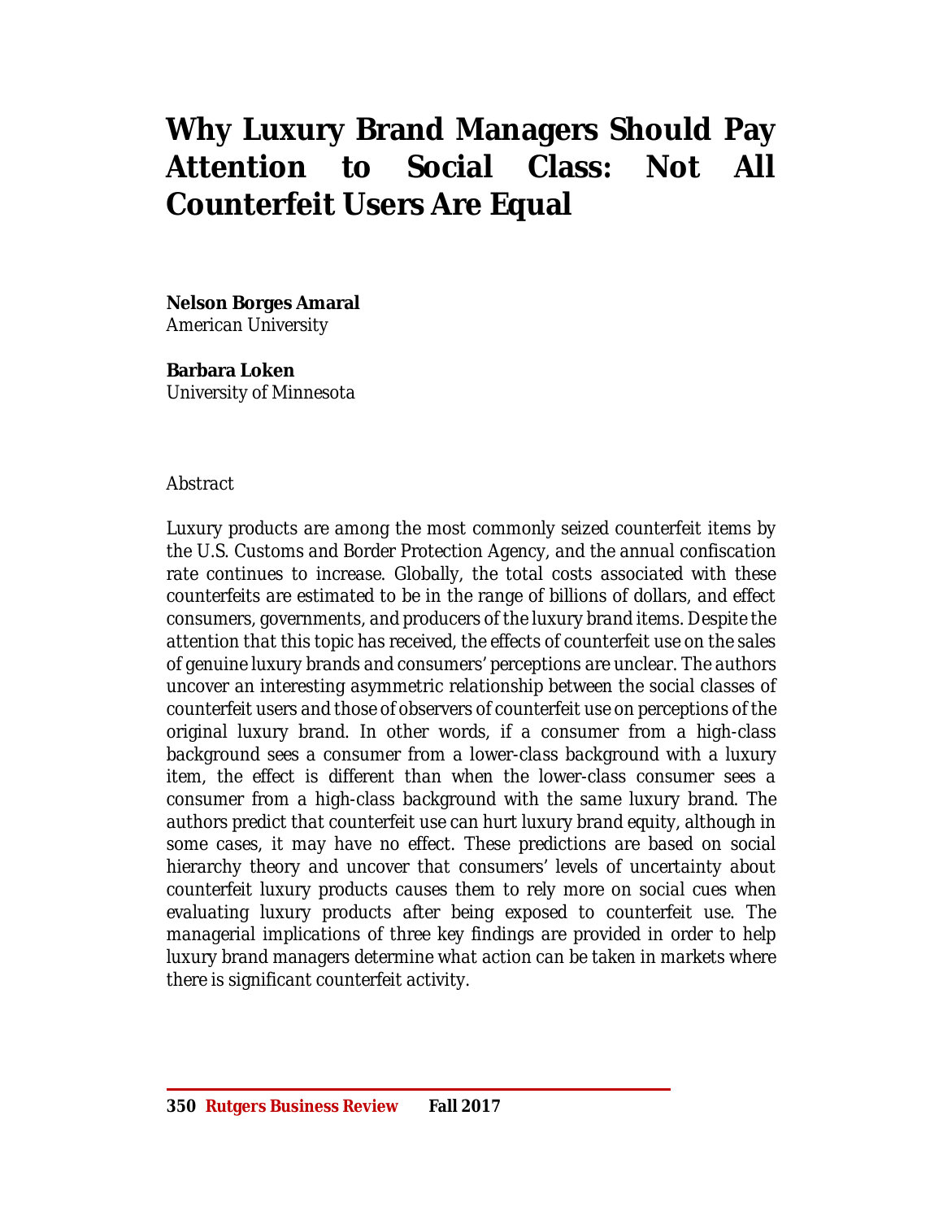# Why Luxury Brand Managers Should Pay Attention to Social Class: Not All Counterfeit Users Are Equal

**Nelson Borges Amaral**
American University

**Barbara Loken**
University of Minnesota

Abstract

*Luxury products are among the most commonly seized counterfeit items by the U.S. Customs and Border Protection Agency, and the annual confiscation rate continues to increase. Globally, the total costs associated with these counterfeits are estimated to be in the range of billions of dollars, and effect consumers, governments, and producers of the luxury brand items. Despite the attention that this topic has received, the effects of counterfeit use on the sales of genuine luxury brands and consumers' perceptions are unclear. The authors uncover an interesting asymmetric relationship between the social classes of counterfeit users and those of observers of counterfeit use on perceptions of the original luxury brand. In other words, if a consumer from a high-class background sees a consumer from a lower-class background with a luxury item, the effect is different than when the lower-class consumer sees a consumer from a high-class background with the same luxury brand. The authors predict that counterfeit use can hurt luxury brand equity, although in some cases, it may have no effect. These predictions are based on social hierarchy theory and uncover that consumers' levels of uncertainty about counterfeit luxury products causes them to rely more on social cues when evaluating luxury products after being exposed to counterfeit use. The managerial implications of three key findings are provided in order to help luxury brand managers determine what action can be taken in markets where there is significant counterfeit activity.*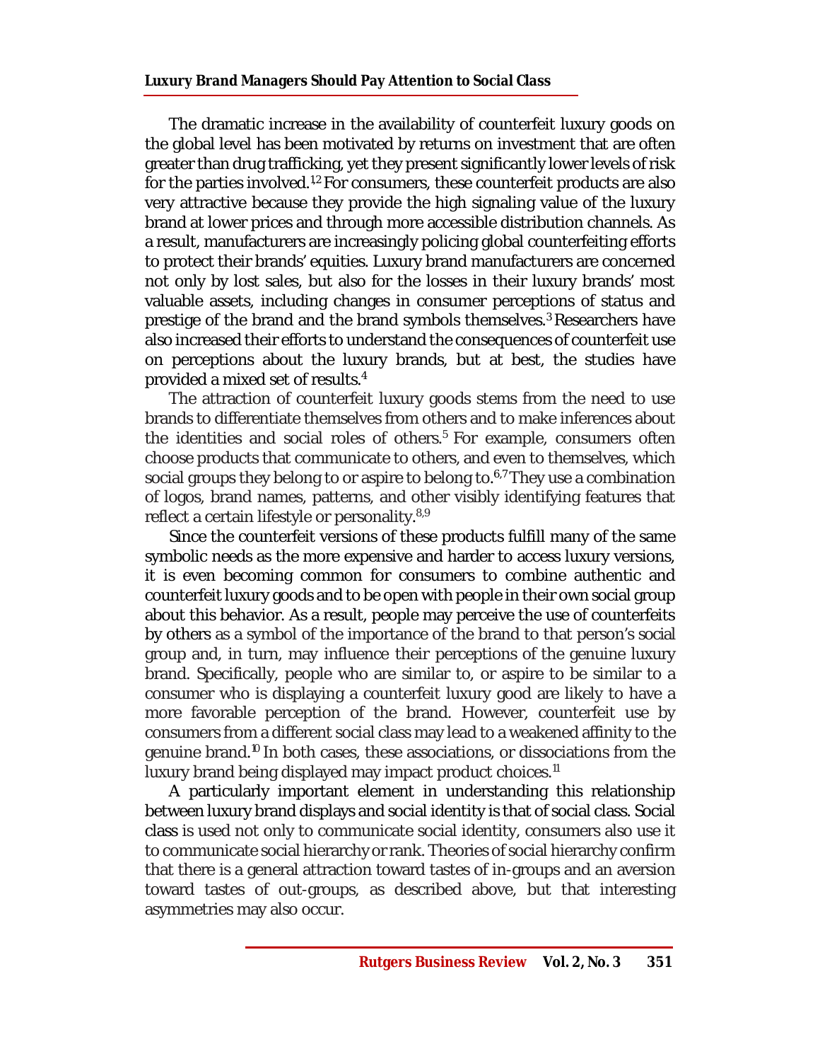The dramatic increase in the availability of counterfeit luxury goods on the global level has been motivated by returns on investment that are often greater than drug trafficking, yet they present significantly lower levels of risk for the parties involved.[12] For consumers, these counterfeit products are also very attractive because they provide the high signaling value of the luxury brand at lower prices and through more accessible distribution channels. As a result, manufacturers are increasingly policing global counterfeiting efforts to protect their brands' equities. Luxury brand manufacturers are concerned not only by lost sales, but also for the losses in their luxury brands' most valuable assets, including changes in consumer perceptions of status and prestige of the brand and the brand symbols themselves.[3] Researchers have also increased their efforts to understand the consequences of counterfeit use on perceptions about the luxury brands, but at best, the studies have provided a mixed set of results.[4]

The attraction of counterfeit luxury goods stems from the need to use brands to differentiate themselves from others and to make inferences about the identities and social roles of others.[5] For example, consumers often choose products that communicate to others, and even to themselves, which social groups they belong to or aspire to belong to.[6,7] They use a combination of logos, brand names, patterns, and other visibly identifying features that reflect a certain lifestyle or personality.[8,9]

Since the counterfeit versions of these products fulfill many of the same symbolic needs as the more expensive and harder to access luxury versions, it is even becoming common for consumers to combine authentic and counterfeit luxury goods and to be open with people in their own social group about this behavior. As a result, people may perceive the use of counterfeits by others as a symbol of the importance of the brand to that person's social group and, in turn, may influence their perceptions of the genuine luxury brand. Specifically, people who are similar to, or aspire to be similar to a consumer who is displaying a counterfeit luxury good are likely to have a more favorable perception of the brand. However, counterfeit use by consumers from a different social class may lead to a weakened affinity to the genuine brand.[10] In both cases, these associations, or dissociations from the luxury brand being displayed may impact product choices.[11]

A particularly important element in understanding this relationship between luxury brand displays and social identity is that of social class. Social class is used not only to communicate social identity, consumers also use it to communicate social hierarchy or rank. Theories of social hierarchy confirm that there is a general attraction toward tastes of in-groups and an aversion toward tastes of out-groups, as described above, but that interesting asymmetries may also occur.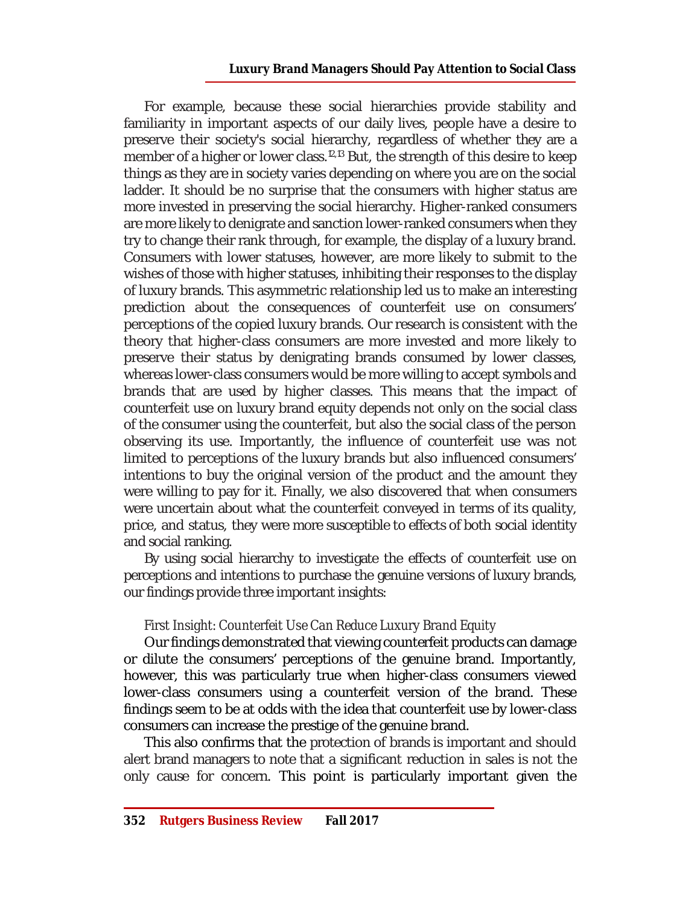For example, because these social hierarchies provide stability and familiarity in important aspects of our daily lives, people have a desire to preserve their society's social hierarchy, regardless of whether they are a member of a higher or lower class.[12,13] But, the strength of this desire to keep things as they are in society varies depending on where you are on the social ladder. It should be no surprise that the consumers with higher status are more invested in preserving the social hierarchy. Higher-ranked consumers are more likely to denigrate and sanction lower-ranked consumers when they try to change their rank through, for example, the display of a luxury brand. Consumers with lower statuses, however, are more likely to submit to the wishes of those with higher statuses, inhibiting their responses to the display of luxury brands. This asymmetric relationship led us to make an interesting prediction about the consequences of counterfeit use on consumers' perceptions of the copied luxury brands. Our research is consistent with the theory that higher-class consumers are more invested and more likely to preserve their status by denigrating brands consumed by lower classes, whereas lower-class consumers would be more willing to accept symbols and brands that are used by higher classes. This means that the impact of counterfeit use on luxury brand equity depends not only on the social class of the consumer using the counterfeit, but also the social class of the person observing its use. Importantly, the influence of counterfeit use was not limited to perceptions of the luxury brands but also influenced consumers' intentions to buy the original version of the product and the amount they were willing to pay for it. Finally, we also discovered that when consumers were uncertain about what the counterfeit conveyed in terms of its quality, price, and status, they were more susceptible to effects of both social identity and social ranking.

By using social hierarchy to investigate the effects of counterfeit use on perceptions and intentions to purchase the genuine versions of luxury brands, our findings provide three important insights:

### *First Insight: Counterfeit Use Can Reduce Luxury Brand Equity*

Our findings demonstrated that viewing counterfeit products can damage or dilute the consumers' perceptions of the genuine brand. Importantly, however, this was particularly true when higher-class consumers viewed lower-class consumers using a counterfeit version of the brand. These findings seem to be at odds with the idea that counterfeit use by lower-class consumers can increase the prestige of the genuine brand.

This also confirms that the protection of brands is important and should alert brand managers to note that a significant reduction in sales is not the only cause for concern. This point is particularly important given the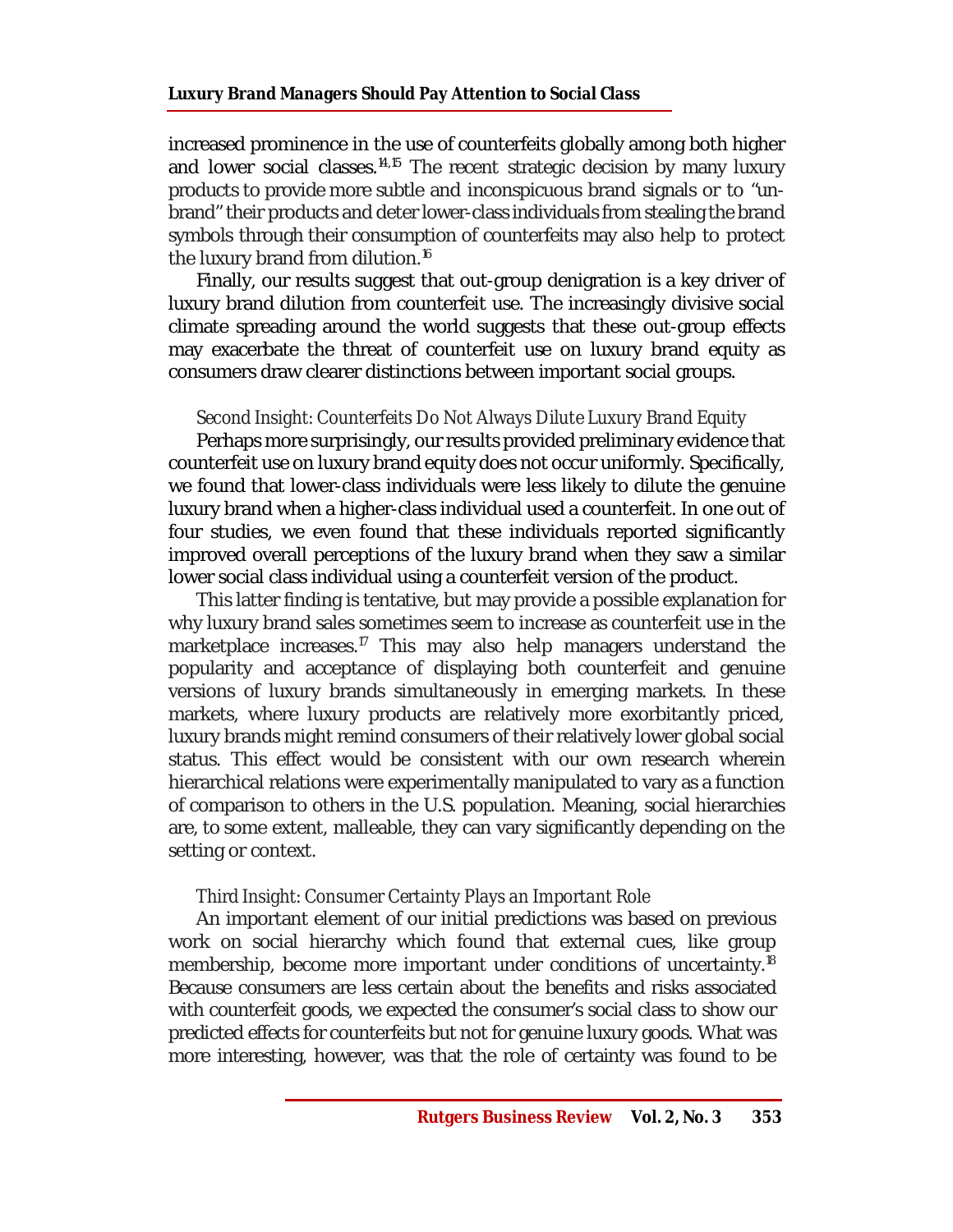increased prominence in the use of counterfeits globally among both higher and lower social classes.[14,15] The recent strategic decision by many luxury products to provide more subtle and inconspicuous brand signals or to "un-brand" their products and deter lower-class individuals from stealing the brand symbols through their consumption of counterfeits may also help to protect the luxury brand from dilution.[16]

Finally, our results suggest that out-group denigration is a key driver of luxury brand dilution from counterfeit use. The increasingly divisive social climate spreading around the world suggests that these out-group effects may exacerbate the threat of counterfeit use on luxury brand equity as consumers draw clearer distinctions between important social groups.

*Second Insight: Counterfeits Do Not Always Dilute Luxury Brand Equity*

Perhaps more surprisingly, our results provided preliminary evidence that counterfeit use on luxury brand equity does not occur uniformly. Specifically, we found that lower-class individuals were less likely to dilute the genuine luxury brand when a higher-class individual used a counterfeit. In one out of four studies, we even found that these individuals reported significantly improved overall perceptions of the luxury brand when they saw a similar lower social class individual using a counterfeit version of the product.

This latter finding is tentative, but may provide a possible explanation for why luxury brand sales sometimes seem to increase as counterfeit use in the marketplace increases.[17] This may also help managers understand the popularity and acceptance of displaying both counterfeit and genuine versions of luxury brands simultaneously in emerging markets. In these markets, where luxury products are relatively more exorbitantly priced, luxury brands might remind consumers of their relatively lower global social status. This effect would be consistent with our own research wherein hierarchical relations were experimentally manipulated to vary as a function of comparison to others in the U.S. population. Meaning, social hierarchies are, to some extent, malleable, they can vary significantly depending on the setting or context.

*Third Insight: Consumer Certainty Plays an Important Role*

An important element of our initial predictions was based on previous work on social hierarchy which found that external cues, like group membership, become more important under conditions of uncertainty.[18] Because consumers are less certain about the benefits and risks associated with counterfeit goods, we expected the consumer's social class to show our predicted effects for counterfeits but not for genuine luxury goods. What was more interesting, however, was that the role of certainty was found to be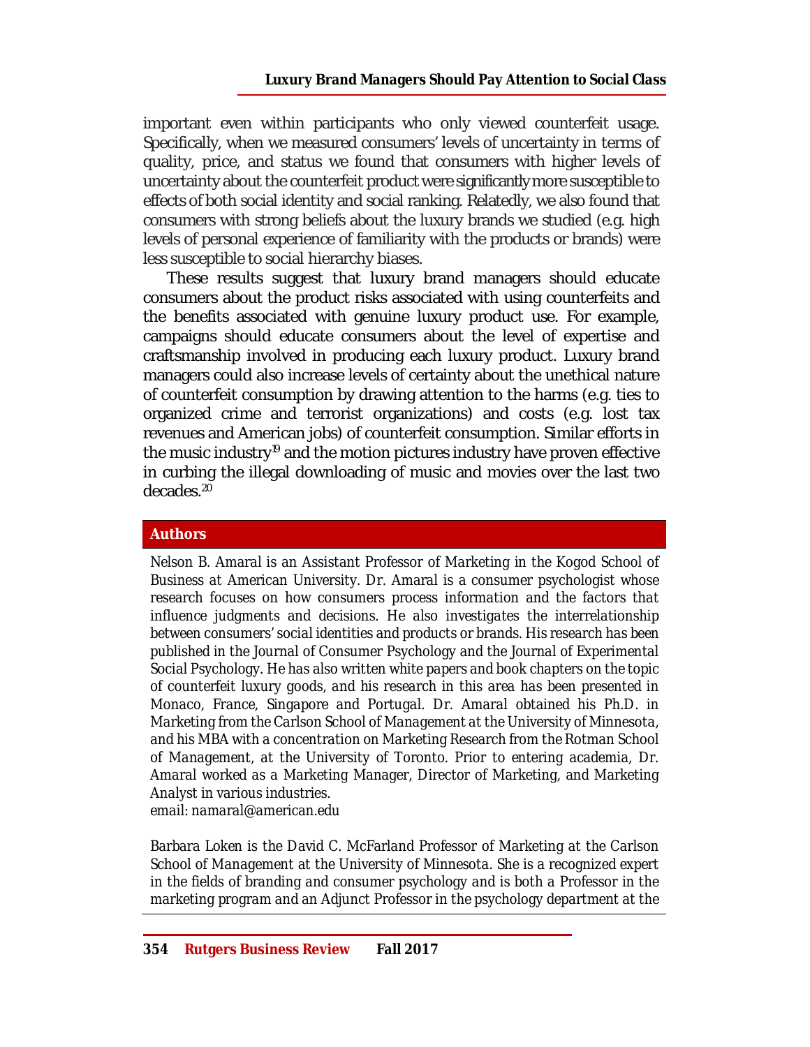important even within participants who only viewed counterfeit usage. Specifically, when we measured consumers' levels of uncertainty in terms of quality, price, and status we found that consumers with higher levels of uncertainty about the counterfeit product were significantly more susceptible to effects of both social identity and social ranking. Relatedly, we also found that consumers with strong beliefs about the luxury brands we studied (e.g. high levels of personal experience of familiarity with the products or brands) were less susceptible to social hierarchy biases.

These results suggest that luxury brand managers should educate consumers about the product risks associated with using counterfeits and the benefits associated with genuine luxury product use. For example, campaigns should educate consumers about the level of expertise and craftsmanship involved in producing each luxury product. Luxury brand managers could also increase levels of certainty about the unethical nature of counterfeit consumption by drawing attention to the harms (e.g. ties to organized crime and terrorist organizations) and costs (e.g. lost tax revenues and American jobs) of counterfeit consumption. Similar efforts in the music industry[19] and the motion pictures industry have proven effective in curbing the illegal downloading of music and movies over the last two decades.[20]

## Authors

Nelson B. Amaral is an Assistant Professor of Marketing in the Kogod School of Business at American University. Dr. Amaral is a consumer psychologist whose research focuses on how consumers process information and the factors that influence judgments and decisions. He also investigates the interrelationship between consumers' social identities and products or brands. His research has been published in the Journal of Consumer Psychology and the Journal of Experimental Social Psychology. He has also written white papers and book chapters on the topic of counterfeit luxury goods, and his research in this area has been presented in Monaco, France, Singapore and Portugal. Dr. Amaral obtained his Ph.D. in Marketing from the Carlson School of Management at the University of Minnesota, and his MBA with a concentration on Marketing Research from the Rotman School of Management, at the University of Toronto. Prior to entering academia, Dr. Amaral worked as a Marketing Manager, Director of Marketing, and Marketing Analyst in various industries.
email: namaral@american.edu

Barbara Loken is the David C. McFarland Professor of Marketing at the Carlson School of Management at the University of Minnesota. She is a recognized expert in the fields of branding and consumer psychology and is both a Professor in the marketing program and an Adjunct Professor in the psychology department at the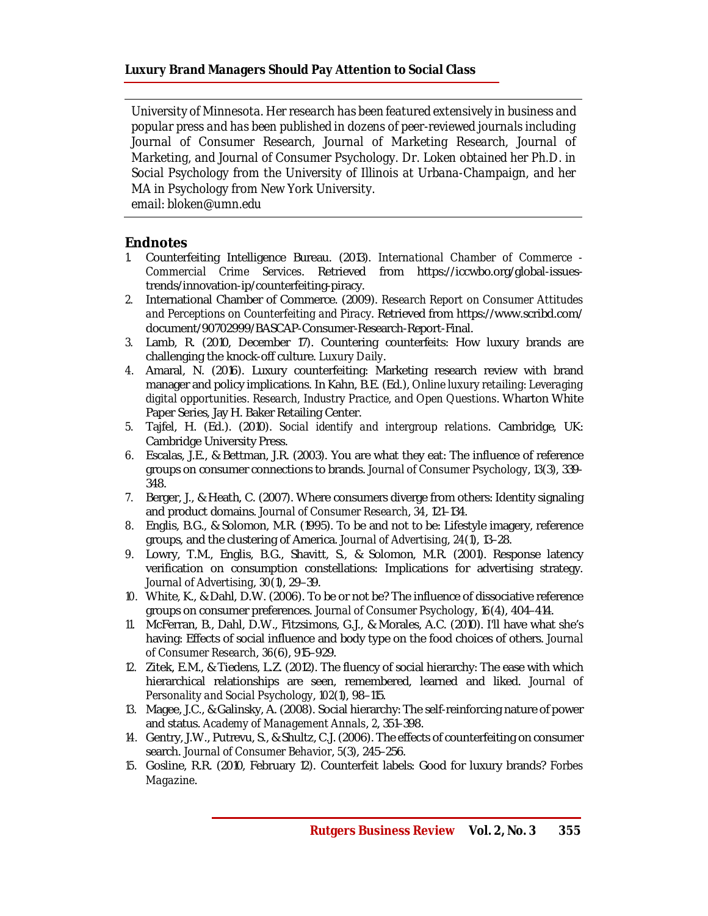*University of Minnesota. Her research has been featured extensively in business and popular press and has been published in dozens of peer-reviewed journals including Journal of Consumer Research, Journal of Marketing Research, Journal of Marketing, and Journal of Consumer Psychology. Dr. Loken obtained her Ph.D. in Social Psychology from the University of Illinois at Urbana-Champaign, and her MA in Psychology from New York University.*
email: bloken@umn.edu

## Endnotes

1. Counterfeiting Intelligence Bureau. (2013). *International Chamber of Commerce - Commercial Crime Services*. Retrieved from https://iccwbo.org/global-issues-trends/innovation-ip/counterfeiting-piracy.
2. International Chamber of Commerce. (2009). *Research Report on Consumer Attitudes and Perceptions on Counterfeiting and Piracy*. Retrieved from https://www.scribd.com/document/90702999/BASCAP-Consumer-Research-Report-Final.
3. Lamb, R. (2010, December 17). Countering counterfeits: How luxury brands are challenging the knock-off culture. *Luxury Daily*.
4. Amaral, N. (2016). Luxury counterfeiting: Marketing research review with brand manager and policy implications. In Kahn, B.E. (Ed.), *Online luxury retailing: Leveraging digital opportunities. Research, Industry Practice, and Open Questions*. Wharton White Paper Series, Jay H. Baker Retailing Center.
5. Tajfel, H. (Ed.). (2010). *Social identify and intergroup relations*. Cambridge, UK: Cambridge University Press.
6. Escalas, J.E., & Bettman, J.R. (2003). You are what they eat: The influence of reference groups on consumer connections to brands. *Journal of Consumer Psychology*, 13(3), 339-348.
7. Berger, J., & Heath, C. (2007). Where consumers diverge from others: Identity signaling and product domains. *Journal of Consumer Research*, 34, 121–134.
8. Englis, B.G., & Solomon, M.R. (1995). To be and not to be: Lifestyle imagery, reference groups, and the clustering of America. *Journal of Advertising, 24*(1), 13–28.
9. Lowry, T.M., Englis, B.G., Shavitt, S., & Solomon, M.R. (2001). Response latency verification on consumption constellations: Implications for advertising strategy. *Journal of Advertising, 30*(1), 29–39.
10. White, K., & Dahl, D.W. (2006). To be or not be? The influence of dissociative reference groups on consumer preferences. *Journal of Consumer Psychology*, 16(4), 404–414.
11. McFerran, B., Dahl, D.W., Fitzsimons, G.J., & Morales, A.C. (2010). I'll have what she's having: Effects of social influence and body type on the food choices of others. *Journal of Consumer Research*, 36(6), 915–929.
12. Zitek, E.M., & Tiedens, L.Z. (2012). The fluency of social hierarchy: The ease with which hierarchical relationships are seen, remembered, learned and liked. *Journal of Personality and Social Psychology*, 102(1), 98–115.
13. Magee, J.C., & Galinsky, A. (2008). Social hierarchy: The self-reinforcing nature of power and status. *Academy of Management Annals*, 2, 351–398.
14. Gentry, J.W., Putrevu, S., & Shultz, C.J. (2006). The effects of counterfeiting on consumer search. *Journal of Consumer Behavior*, 5(3), 245–256.
15. Gosline, R.R. (2010, February 12). Counterfeit labels: Good for luxury brands? *Forbes Magazine*.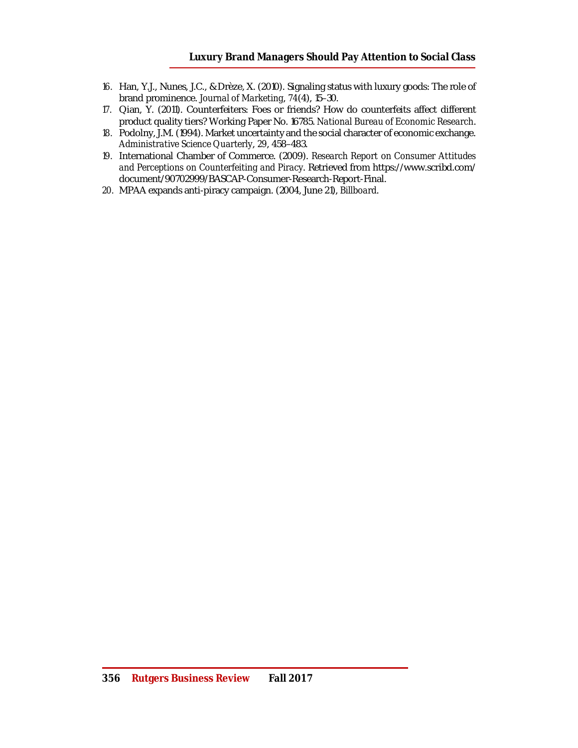16. Han, Y.J., Nunes, J.C., & Drèze, X. (2010). Signaling status with luxury goods: The role of brand prominence. *Journal of Marketing, 74*(4), 15–30.
17. Qian, Y. (2011). Counterfeiters: Foes or friends? How do counterfeits affect different product quality tiers? Working Paper No. 16785. *National Bureau of Economic Research*.
18. Podolny, J.M. (1994). Market uncertainty and the social character of economic exchange. *Administrative Science Quarterly, 29*, 458–483.
19. International Chamber of Commerce. (2009). *Research Report on Consumer Attitudes and Perceptions on Counterfeiting and Piracy*. Retrieved from https://www.scribd.com/document/90702999/BASCAP-Consumer-Research-Report-Final.
20. MPAA expands anti-piracy campaign. (2004, June 21), *Billboard*.